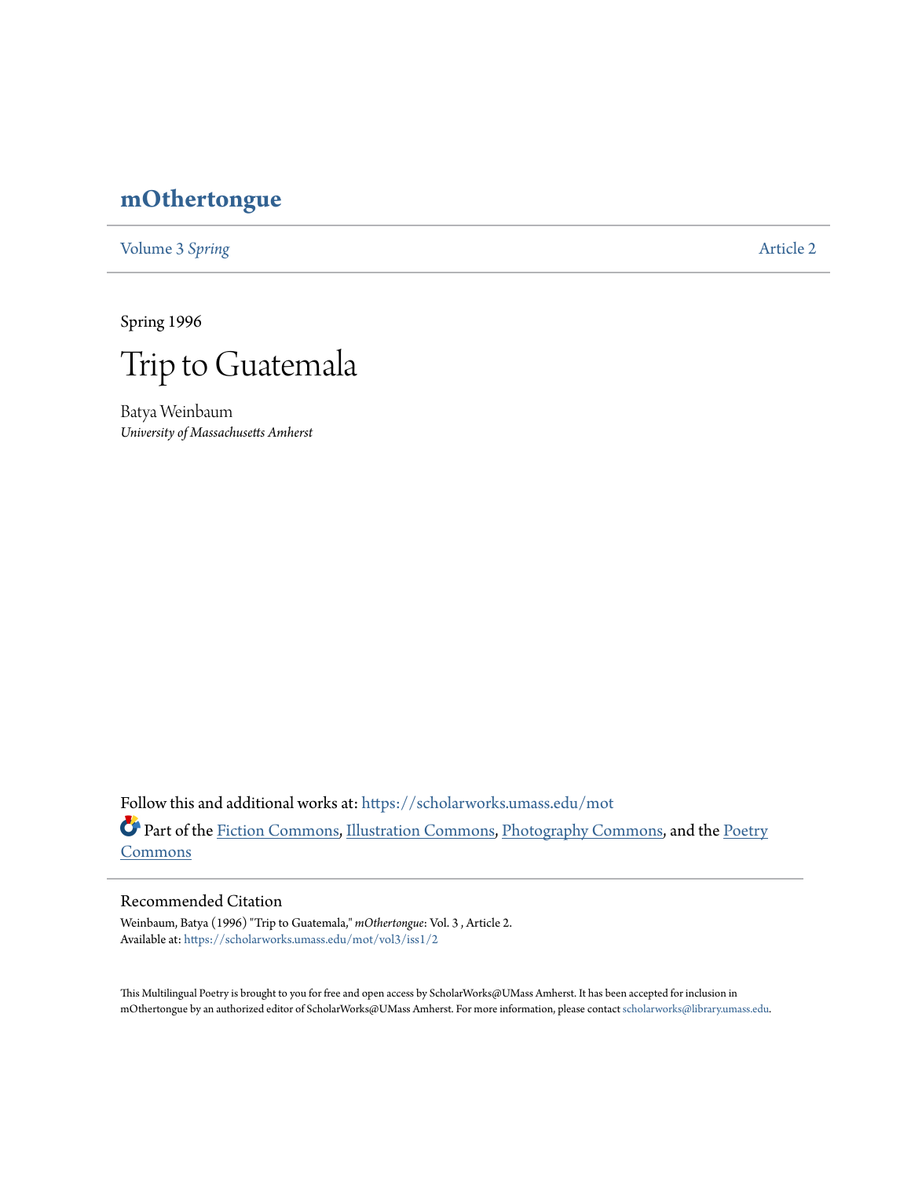# mOthertongue

Volume 3 *Spring* Article 2

Spring 1996

# Trip to Guatemala

Batya Weinbaum
*University of Massachusetts Amherst*

Follow this and additional works at: https://scholarworks.umass.edu/mot

Part of the Fiction Commons, Illustration Commons, Photography Commons, and the Poetry Commons

## Recommended Citation

Weinbaum, Batya (1996) "Trip to Guatemala," *mOthertongue*: Vol. 3 , Article 2.
Available at: https://scholarworks.umass.edu/mot/vol3/iss1/2

This Multilingual Poetry is brought to you for free and open access by ScholarWorks@UMass Amherst. It has been accepted for inclusion in mOthertongue by an authorized editor of ScholarWorks@UMass Amherst. For more information, please contact scholarworks@library.umass.edu.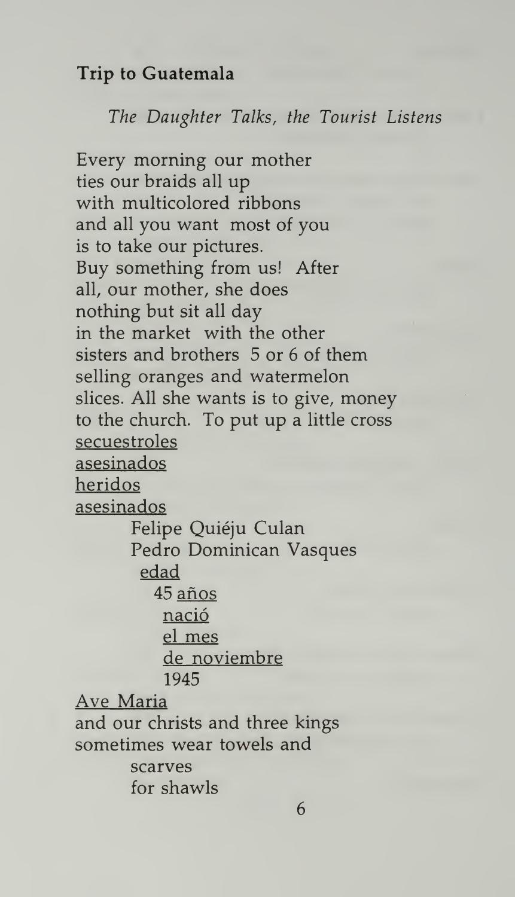**Trip to Guatemala**

*The Daughter Talks, the Tourist Listens*

Every morning our mother
ties our braids all up
with multicolored ribbons
and all you want  most of you
is to take our pictures.
Buy something from us!  After
all, our mother, she does
nothing but sit all day
in the market  with the other
sisters and brothers  5 or 6 of them
selling oranges and watermelon
slices. All she wants is to give, money
to the church.  To put up a little cross
<u>secuestroles</u>
<u>asesinados</u>
<u>heridos</u>
<u>asesinados</u>
        Felipe Quiéju Culan
        Pedro Dominican Vasques
          <u>edad</u>
            45 <u>años</u>
              <u>nació</u>
              <u>el mes</u>
              <u>de noviembre</u>
              1945
<u>Ave Maria</u>
and our christs and three kings
sometimes wear towels and
        scarves
        for shawls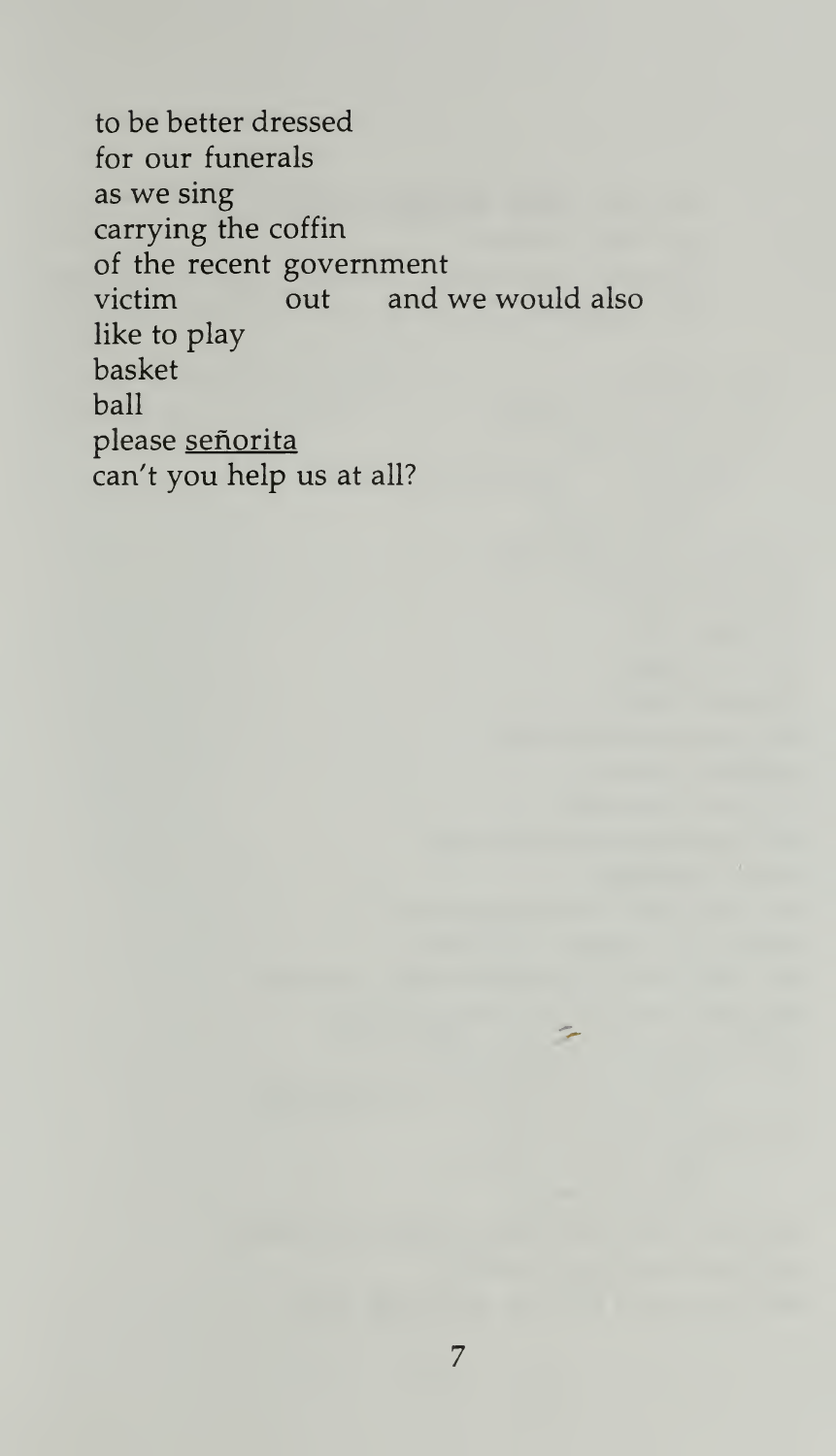to be better dressed
for our funerals
as we sing
carrying the coffin
of the recent government
victim          out      and we would also
like to play
basket
ball
please <u>señorita</u>
can't you help us at all?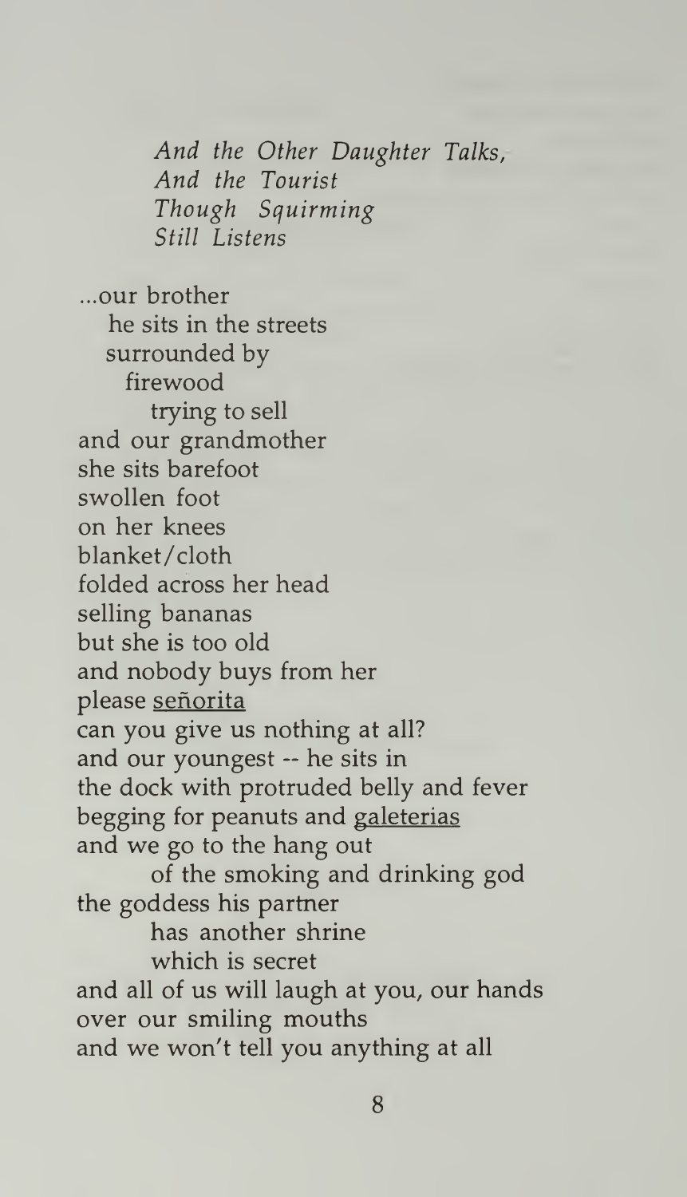*And the Other Daughter Talks,*
*And the Tourist*
*Though Squirming*
*Still Listens*

...our brother
  he sits in the streets
  surrounded by
    firewood
      trying to sell
and our grandmother
she sits barefoot
swollen foot
on her knees
blanket/cloth
folded across her head
selling bananas
but she is too old
and nobody buys from her
please señorita
can you give us nothing at all?
and our youngest -- he sits in
the dock with protruded belly and fever
begging for peanuts and galeterias
and we go to the hang out
      of the smoking and drinking god
the goddess his partner
      has another shrine
      which is secret
and all of us will laugh at you, our hands
over our smiling mouths
and we won't tell you anything at all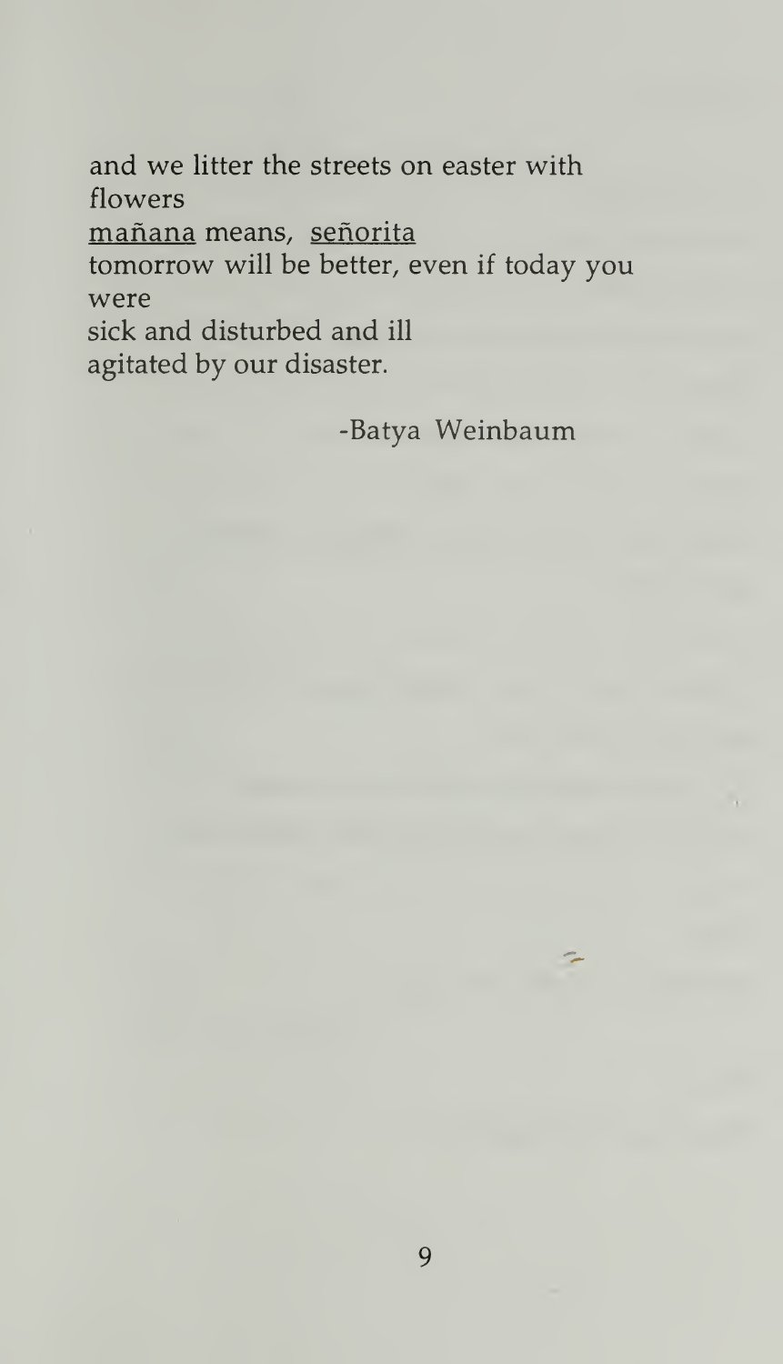and we litter the streets on easter with
flowers
mañana means, señorita
tomorrow will be better, even if today you
were
sick and disturbed and ill
agitated by our disaster.

-Batya Weinbaum